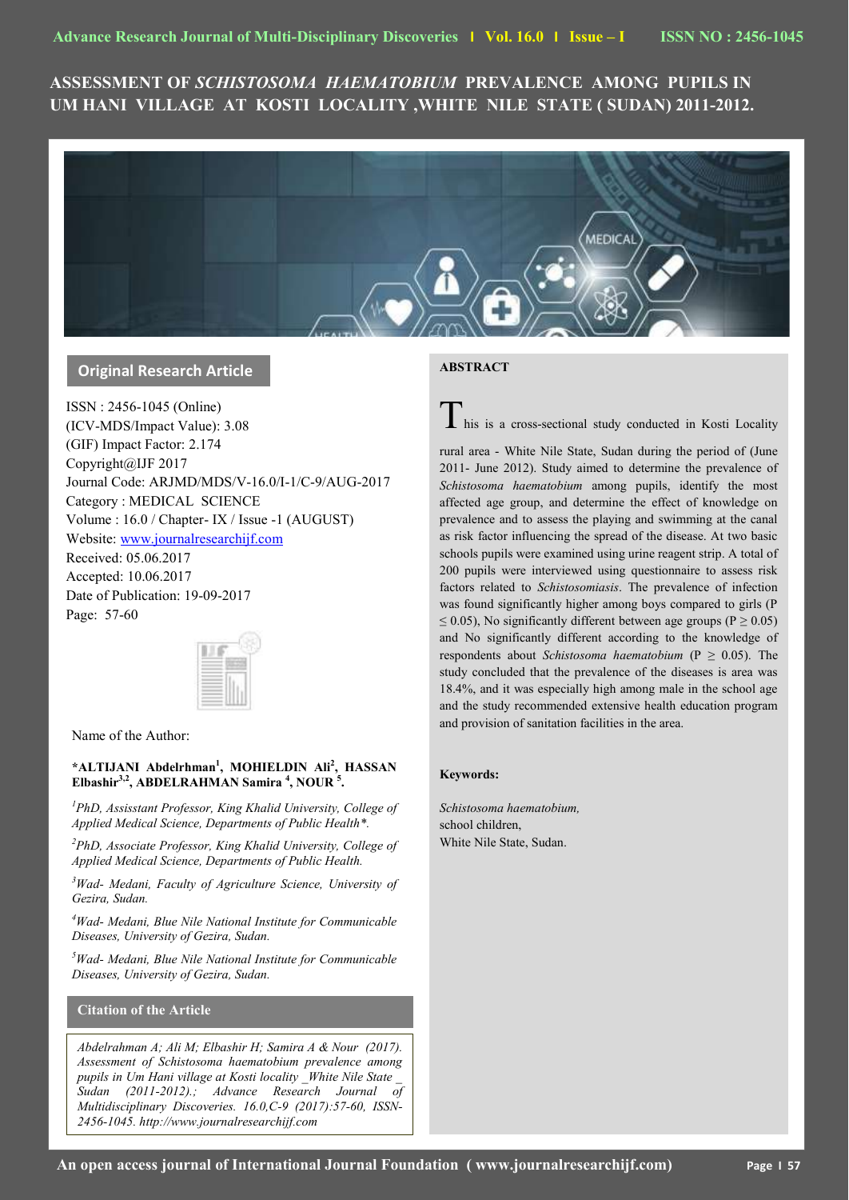# ASSESSMENT OF *SCHISTOSOMA HAEMATOBIUM* PREVALENCE AMONG PUPILS IN UM HANI VILLAGE AT KOSTI LOCALITY ,WHITE NILE STATE ( SUDAN) 2011-2012.

**Original Research Article**

ISSN : 2456-1045 (Online)
(ICV-MDS/Impact Value): 3.08
(GIF) Impact Factor: 2.174
Copyright@IJF 2017
Journal Code: ARJMD/MDS/V-16.0/I-1/C-9/AUG-2017
Category : MEDICAL SCIENCE
Volume : 16.0 / Chapter- IX / Issue -1 (AUGUST)
Website: www.journalresearchijf.com
Received: 05.06.2017
Accepted: 10.06.2017
Date of Publication: 19-09-2017
Page: 57-60

Name of the Author:

**\*ALTIJANI Abdelrhman[1], MOHIELDIN Ali[2], HASSAN Elbashir[3,2], ABDELRAHMAN Samira [4], NOUR [5].**

*[1]PhD, Assisstant Professor, King Khalid University, College of Applied Medical Science, Departments of Public Health\*.*

*[2]PhD, Associate Professor, King Khalid University, College of Applied Medical Science, Departments of Public Health.*

*[3]Wad- Medani, Faculty of Agriculture Science, University of Gezira, Sudan.*

*[4]Wad- Medani, Blue Nile National Institute for Communicable Diseases, University of Gezira, Sudan.*

*[5]Wad- Medani, Blue Nile National Institute for Communicable Diseases, University of Gezira, Sudan.*

**Citation of the Article**

*Abdelrahman A; Ali M; Elbashir H; Samira A & Nour (2017). Assessment of Schistosoma haematobium prevalence among pupils in Um Hani village at Kosti locality _White Nile State _ Sudan (2011-2012).; Advance Research Journal of Multidisciplinary Discoveries. 16.0,C-9 (2017):57-60, ISSN-2456-1045. http://www.journalresearchijf.com*

## ABSTRACT

This is a cross-sectional study conducted in Kosti Locality rural area - White Nile State, Sudan during the period of (June 2011- June 2012). Study aimed to determine the prevalence of *Schistosoma haematobium* among pupils, identify the most affected age group, and determine the effect of knowledge on prevalence and to assess the playing and swimming at the canal as risk factor influencing the spread of the disease. At two basic schools pupils were examined using urine reagent strip. A total of 200 pupils were interviewed using questionnaire to assess risk factors related to *Schistosomiasis*. The prevalence of infection was found significantly higher among boys compared to girls ($P \leq 0.05$), No significantly different between age groups ($P \geq 0.05$) and No significantly different according to the knowledge of respondents about *Schistosoma haematobium* ($P \geq 0.05$). The study concluded that the prevalence of the diseases is area was 18.4%, and it was especially high among male in the school age and the study recommended extensive health education program and provision of sanitation facilities in the area.

**Keywords:**

*Schistosoma haematobium,*
school children,
White Nile State, Sudan.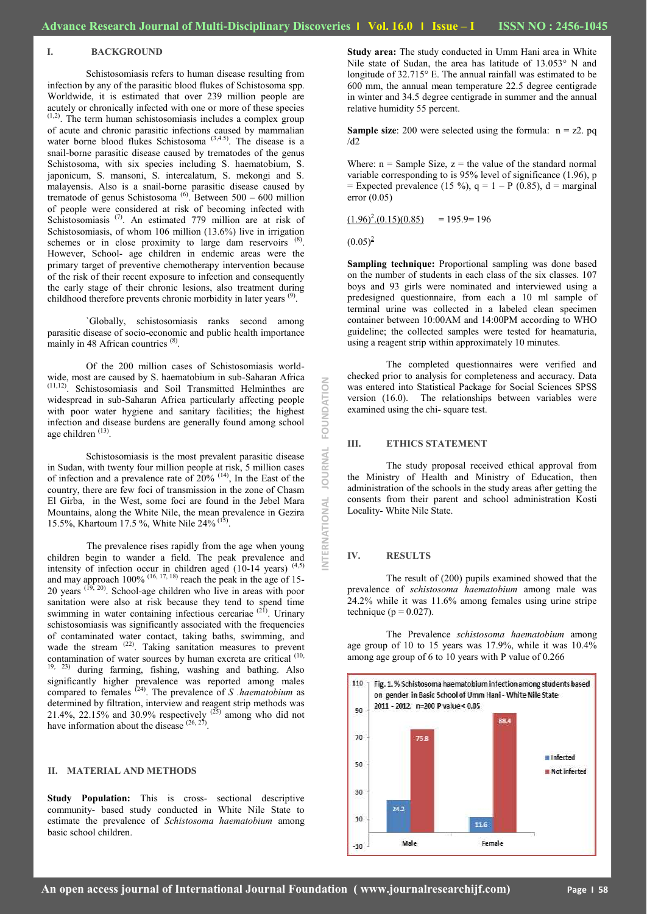## I. BACKGROUND

Schistosomiasis refers to human disease resulting from infection by any of the parasitic blood flukes of Schistosoma spp. Worldwide, it is estimated that over 239 million people are acutely or chronically infected with one or more of these species [1,2]. The term human schistosomiasis includes a complex group of acute and chronic parasitic infections caused by mammalian water borne blood flukes Schistosoma [3,4,5]. The disease is a snail-borne parasitic disease caused by trematodes of the genus Schistosoma, with six species including S. haematobium, S. japonicum, S. mansoni, S. intercalatum, S. mekongi and S. malayensis. Also is a snail-borne parasitic disease caused by trematode of genus Schistosoma [6]. Between 500 – 600 million of people were considered at risk of becoming infected with Schistosomiasis [7]. An estimated 779 million are at risk of Schistosomiasis, of whom 106 million (13.6%) live in irrigation schemes or in close proximity to large dam reservoirs [8]. However, School- age children in endemic areas were the primary target of preventive chemotherapy intervention because of the risk of their recent exposure to infection and consequently the early stage of their chronic lesions, also treatment during childhood therefore prevents chronic morbidity in later years [9].

`Globally, schistosomiasis ranks second among parasitic disease of socio-economic and public health importance mainly in 48 African countries [8].

Of the 200 million cases of Schistosomiasis world-wide, most are caused by S. haematobium in sub-Saharan Africa [11,12]. Schistosomiasis and Soil Transmitted Helminthes are widespread in sub-Saharan Africa particularly affecting people with poor water hygiene and sanitary facilities; the highest infection and disease burdens are generally found among school age children [13].

Schistosomiasis is the most prevalent parasitic disease in Sudan, with twenty four million people at risk, 5 million cases of infection and a prevalence rate of 20% [14], In the East of the country, there are few foci of transmission in the zone of Chasm El Girba, in the West, some foci are found in the Jebel Mara Mountains, along the White Nile, the mean prevalence in Gezira 15.5%, Khartoum 17.5 %, White Nile 24% [15].

The prevalence rises rapidly from the age when young children begin to wander a field. The peak prevalence and intensity of infection occur in children aged (10-14 years) [4,5] and may approach 100% [16, 17, 18] reach the peak in the age of 15-20 years [19, 20]. School-age children who live in areas with poor sanitation were also at risk because they tend to spend time swimming in water containing infectious cercariae [21]. Urinary schistosomiasis was significantly associated with the frequencies of contaminated water contact, taking baths, swimming, and wade the stream [22]. Taking sanitation measures to prevent contamination of water sources by human excreta are critical [10, 19, 23] during farming, fishing, washing and bathing. Also significantly higher prevalence was reported among males compared to females [24]. The prevalence of *S .haematobium* as determined by filtration, interview and reagent strip methods was 21.4%, 22.15% and 30.9% respectively [25] among who did not have information about the disease [26, 27].

## II. MATERIAL AND METHODS

**Study Population:** This is cross- sectional descriptive community- based study conducted in White Nile State to estimate the prevalence of *Schistosoma haematobium* among basic school children.

**Study area:** The study conducted in Umm Hani area in White Nile state of Sudan, the area has latitude of 13.053° N and longitude of 32.715° E. The annual rainfall was estimated to be 600 mm, the annual mean temperature 22.5 degree centigrade in winter and 34.5 degree centigrade in summer and the annual relative humidity 55 percent.

**Sample size**: 200 were selected using the formula: n = z2. pq /d2

Where: n = Sample Size, z = the value of the standard normal variable corresponding to is 95% level of significance (1.96), p = Expected prevalence (15 %), q = 1 – P (0.85), d = marginal error (0.05)

$$\frac{(1.96)^2.(0.15)(0.85)}{(0.05)^2} = 195.9= 196$$

**Sampling technique:** Proportional sampling was done based on the number of students in each class of the six classes. 107 boys and 93 girls were nominated and interviewed using a predesigned questionnaire, from each a 10 ml sample of terminal urine was collected in a labeled clean specimen container between 10:00AM and 14:00PM according to WHO guideline; the collected samples were tested for heamaturia, using a reagent strip within approximately 10 minutes.

The completed questionnaires were verified and checked prior to analysis for completeness and accuracy. Data was entered into Statistical Package for Social Sciences SPSS version (16.0). The relationships between variables were examined using the chi- square test.

## III. ETHICS STATEMENT

The study proposal received ethical approval from the Ministry of Health and Ministry of Education, then administration of the schools in the study areas after getting the consents from their parent and school administration Kosti Locality- White Nile State.

## IV. RESULTS

The result of (200) pupils examined showed that the prevalence of *schistosoma haematobium* among male was 24.2% while it was 11.6% among females using urine stripe technique (p = 0.027).

The Prevalence *schistosoma haematobium* among age group of 10 to 15 years was 17.9%, while it was 10.4% among age group of 6 to 10 years with P value of 0.266

Fig. 1. % Schistosoma haematobium infection among students based on gender in Basic School of Umm Hani - White Nile State 2011 - 2012. n=200 P value < 0.05

| | Infected | Not infected |
|---|---|---|
| Male | 24.2 | 75.8 |
| Female | 11.6 | 88.4 |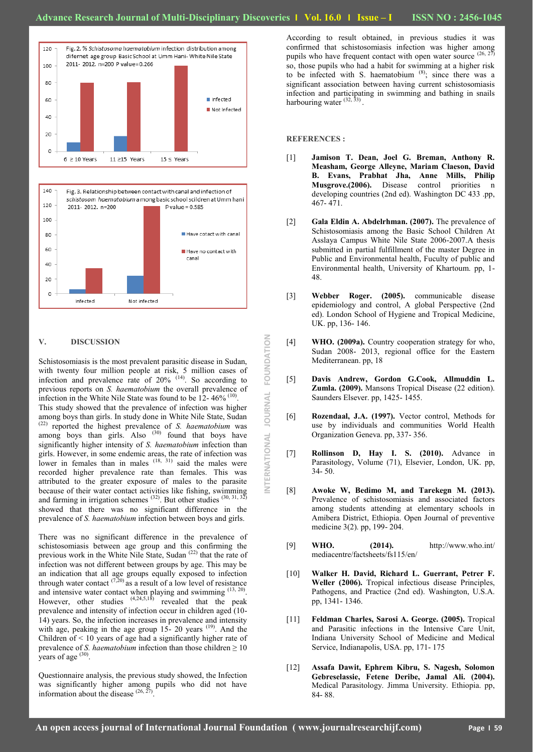Fig. 2. % *Schistosoma haematobium* infection distribution among difernet age group Basic School at Umm Hani- White Nile State 2011- 2012. n=200 P value=0.266

Fig. 3. Relationship between contact with canal and infection of *schistosom haematobium* among basic school scildren at Umm hani 2011- 2012. n=200 P value = 0.585

## V. DISCUSSION

Schistosomiasis is the most prevalent parasitic disease in Sudan, with twenty four million people at risk, 5 million cases of infection and prevalence rate of 20% [14]. So according to previous reports on *S. haematobium* the overall prevalence of infection in the White Nile State was found to be 12- 46% [10]. This study showed that the prevalence of infection was higher among boys than girls. In study done in White Nile State, Sudan [22] reported the highest prevalence of *S. haematobium* was among boys than girls. Also [30] found that boys have significantly higher intensity of *S. haematobium* infection than girls. However, in some endemic areas, the rate of infection was lower in females than in males [18, 31] said the males were recorded higher prevalence rate than females. This was attributed to the greater exposure of males to the parasite because of their water contact activities like fishing, swimming and farming in irrigation schemes [32]. But other studies [30, 31, 32] showed that there was no significant difference in the prevalence of *S. haematobium* infection between boys and girls.

There was no significant difference in the prevalence of schistosomiasis between age group and this confirming the previous work in the White Nile State, Sudan [22] that the rate of infection was not different between groups by age. This may be an indication that all age groups equally exposed to infection through water contact [7,20] as a result of a low level of resistance and intensive water contact when playing and swimming [13, 20]. However, other studies [4,24,5,18] revealed that the peak prevalence and intensity of infection occur in children aged (10-14) years. So, the infection increases in prevalence and intensity with age, peaking in the age group 15- 20 years [19]. And the Children of < 10 years of age had a significantly higher rate of prevalence of *S. haematobium* infection than those children ≥ 10 years of age [30].

Questionnaire analysis, the previous study showed, the Infection was significantly higher among pupils who did not have information about the disease [26, 27].

According to result obtained, in previous studies it was confirmed that schistosomiasis infection was higher among pupils who have frequent contact with open water source [26, 27] so, those pupils who had a habit for swimming at a higher risk to be infected with S. haematobium [8]; since there was a significant association between having current schistosomiasis infection and participating in swimming and bathing in snails harbouring water [32, 33].

## REFERENCES :

[1] **Jamison T. Dean, Joel G. Breman, Anthony R. Measham, George Alleyne, Mariam Claeson, David B. Evans, Prabhat Jha, Anne Mills, Philip Musgrove.(2006).** Disease control priorities n developing countries (2nd ed). Washington DC 433 .pp, 467- 471.

[2] **Gala Eldin A. Abdelrhman. (2007).** The prevalence of Schistosomiasis among the Basic School Children At Asslaya Campus White Nile State 2006-2007.A thesis submitted in partial fulfillment of the master Degree in Public and Environmental health, Fuculty of public and Environmental health, University of Khartoum. pp, 1- 48.

[3] **Webber Roger. (2005).** communicable disease epidemiology and control, A global Perspective (2nd ed). London School of Hygiene and Tropical Medicine, UK. pp, 136- 146.

[4] **WHO. (2009a).** Country cooperation strategy for who, Sudan 2008- 2013, regional office for the Eastern Mediterranean. pp, 18

[5] **Davis Andrew, Gordon G.Cook, Allmuddin L. Zumla. (2009).** Mansons Tropical Disease (22 edition). Saunders Elsever. pp, 1425- 1455.

[6] **Rozendaal, J.A. (1997).** Vector control, Methods for use by individuals and communities World Health Organization Geneva. pp, 337- 356.

[7] **Rollinson D, Hay I. S. (2010).** Advance in Parasitology, Volume (71), Elsevier, London, UK. pp, 34- 50.

[8] **Awoke W, Bedimo M, and Tarekegn M. (2013).** Prevalence of schistosomiasis and associated factors among students attending at elementary schools in Amibera District, Ethiopia. Open Journal of preventive medicine 3(2). pp, 199- 204.

[9] **WHO. (2014).** http://www.who.int/mediacentre/factsheets/fs115/en/

[10] **Walker H. David, Richard L. Guerrant, Petrer F. Weller (2006).** Tropical infectious disease Principles, Pathogens, and Practice (2nd ed). Washington, U.S.A. pp, 1341- 1346.

[11] **Feldman Charles, Sarosi A. George. (2005).** Tropical and Parasitic infections in the Intensive Care Unit, Indiana University School of Medicine and Medical Service, Indianapolis, USA. pp, 171- 175

[12] **Assafa Dawit, Ephrem Kibru, S. Nagesh, Solomon Gebreselassie, Fetene Deribe, Jamal Ali. (2004).** Medical Parasitology. Jimma University. Ethiopia. pp, 84- 88.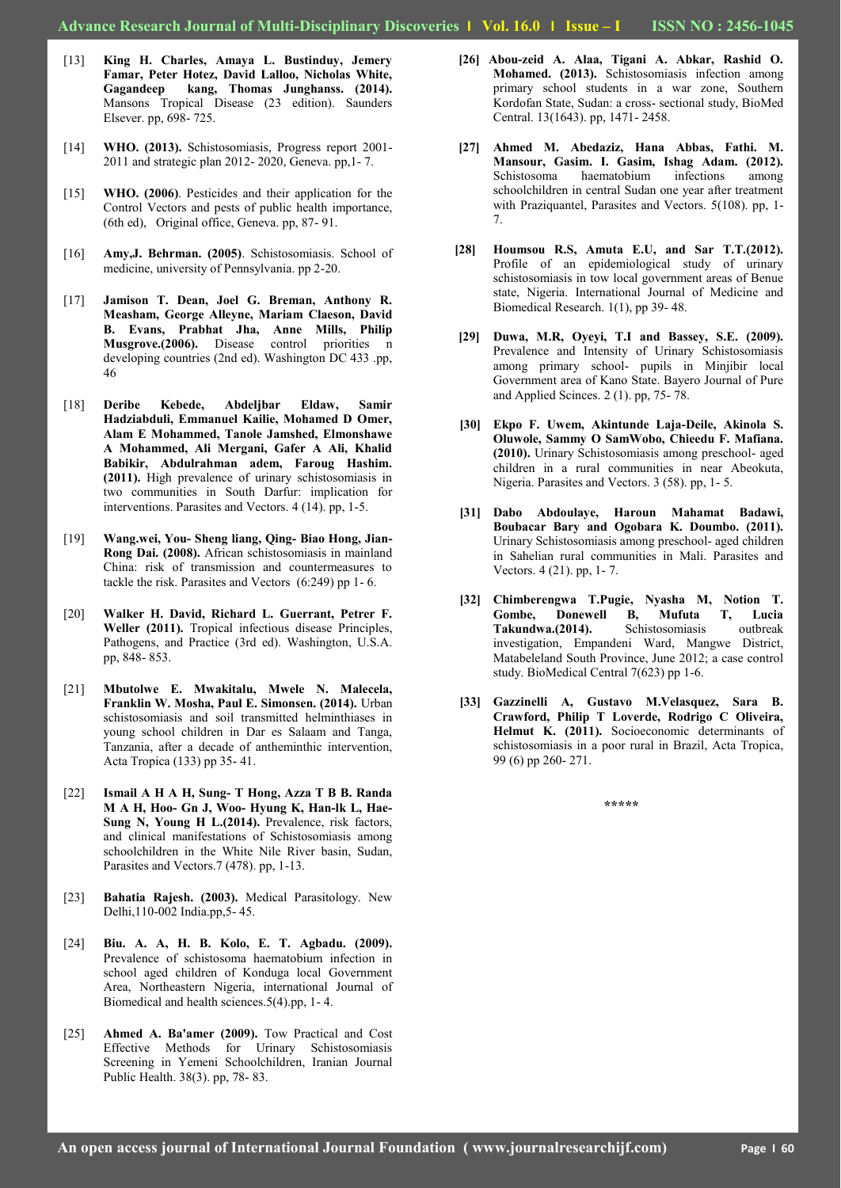[13] **King H. Charles, Amaya L. Bustinduy, Jemery Famar, Peter Hotez, David Lalloo, Nicholas White, Gagandeep kang, Thomas Junghanss. (2014).** Mansons Tropical Disease (23 edition). Saunders Elsever. pp, 698- 725.

[14] **WHO. (2013).** Schistosomiasis, Progress report 2001- 2011 and strategic plan 2012- 2020, Geneva. pp,1- 7.

[15] **WHO. (2006)**. Pesticides and their application for the Control Vectors and pests of public health importance, (6th ed), Original office, Geneva. pp, 87- 91.

[16] **Amy,J. Behrman. (2005)**. Schistosomiasis. School of medicine, university of Pennsylvania. pp 2-20.

[17] **Jamison T. Dean, Joel G. Breman, Anthony R. Measham, George Alleyne, Mariam Claeson, David B. Evans, Prabhat Jha, Anne Mills, Philip Musgrove.(2006).** Disease control priorities n developing countries (2nd ed). Washington DC 433 .pp, 46

[18] **Deribe Kebede, Abdeljbar Eldaw, Samir Hadziabduli, Emmanuel Kailie, Mohamed D Omer, Alam E Mohammed, Tanole Jamshed, Elmonshawe A Mohammed, Ali Mergani, Gafer A Ali, Khalid Babikir, Abdulrahman adem, Faroug Hashim. (2011).** High prevalence of urinary schistosomiasis in two communities in South Darfur: implication for interventions. Parasites and Vectors. 4 (14). pp, 1-5.

[19] **Wang.wei, You- Sheng liang, Qing- Biao Hong, Jian-Rong Dai. (2008).** African schistosomiasis in mainland China: risk of transmission and countermeasures to tackle the risk. Parasites and Vectors (6:249) pp 1- 6.

[20] **Walker H. David, Richard L. Guerrant, Petrer F. Weller (2011).** Tropical infectious disease Principles, Pathogens, and Practice (3rd ed). Washington, U.S.A. pp, 848- 853.

[21] **Mbutolwe E. Mwakitalu, Mwele N. Malecela, Franklin W. Mosha, Paul E. Simonsen. (2014).** Urban schistosomiasis and soil transmitted helminthiases in young school children in Dar es Salaam and Tanga, Tanzania, after a decade of antheminthic intervention, Acta Tropica (133) pp 35- 41.

[22] **Ismail A H A H, Sung- T Hong, Azza T B B. Randa M A H, Hoo- Gn J, Woo- Hyung K, Han-lk L, Hae-Sung N, Young H L.(2014).** Prevalence, risk factors, and clinical manifestations of Schistosomiasis among schoolchildren in the White Nile River basin, Sudan, Parasites and Vectors.7 (478). pp, 1-13.

[23] **Bahatia Rajesh. (2003).** Medical Parasitology. New Delhi,110-002 India.pp,5- 45.

[24] **Biu. A. A, H. B. Kolo, E. T. Agbadu. (2009).** Prevalence of schistosoma haematobium infection in school aged children of Konduga local Government Area, Northeastern Nigeria, international Journal of Biomedical and health sciences.5(4).pp, 1- 4.

[25] **Ahmed A. Ba'amer (2009).** Tow Practical and Cost Effective Methods for Urinary Schistosomiasis Screening in Yemeni Schoolchildren, Iranian Journal Public Health. 38(3). pp, 78- 83.

[26] **Abou-zeid A. Alaa, Tigani A. Abkar, Rashid O. Mohamed. (2013).** Schistosomiasis infection among primary school students in a war zone, Southern Kordofan State, Sudan: a cross- sectional study, BioMed Central. 13(1643). pp, 1471- 2458.

[27] **Ahmed M. Abedaziz, Hana Abbas, Fathi. M. Mansour, Gasim. I. Gasim, Ishag Adam. (2012).** Schistosoma haematobium infections among schoolchildren in central Sudan one year after treatment with Praziquantel, Parasites and Vectors. 5(108). pp, 1- 7.

[28] **Houmsou R.S, Amuta E.U, and Sar T.T.(2012).** Profile of an epidemiological study of urinary schistosomiasis in tow local government areas of Benue state, Nigeria. International Journal of Medicine and Biomedical Research. 1(1), pp 39- 48.

[29] **Duwa, M.R, Oyeyi, T.I and Bassey, S.E. (2009).** Prevalence and Intensity of Urinary Schistosomiasis among primary school- pupils in Minjibir local Government area of Kano State. Bayero Journal of Pure and Applied Scinces. 2 (1). pp, 75- 78.

[30] **Ekpo F. Uwem, Akintunde Laja-Deile, Akinola S. Oluwole, Sammy O SamWobo, Chieedu F. Mafiana. (2010).** Urinary Schistosomiasis among preschool- aged children in a rural communities in near Abeokuta, Nigeria. Parasites and Vectors. 3 (58). pp, 1- 5.

[31] **Dabo Abdoulaye, Haroun Mahamat Badawi, Boubacar Bary and Ogobara K. Doumbo. (2011).** Urinary Schistosomiasis among preschool- aged children in Sahelian rural communities in Mali. Parasites and Vectors. 4 (21). pp, 1- 7.

[32] **Chimberengwa T.Pugie, Nyasha M, Notion T. Gombe, Donewell B, Mufuta T, Lucia Takundwa.(2014).** Schistosomiasis outbreak investigation, Empandeni Ward, Mangwe District, Matabeleland South Province, June 2012; a case control study. BioMedical Central 7(623) pp 1-6.

[33] **Gazzinelli A, Gustavo M.Velasquez, Sara B. Crawford, Philip T Loverde, Rodrigo C Oliveira, Helmut K. (2011).** Socioeconomic determinants of schistosomiasis in a poor rural in Brazil, Acta Tropica, 99 (6) pp 260- 271.

\*\*\*\*\*